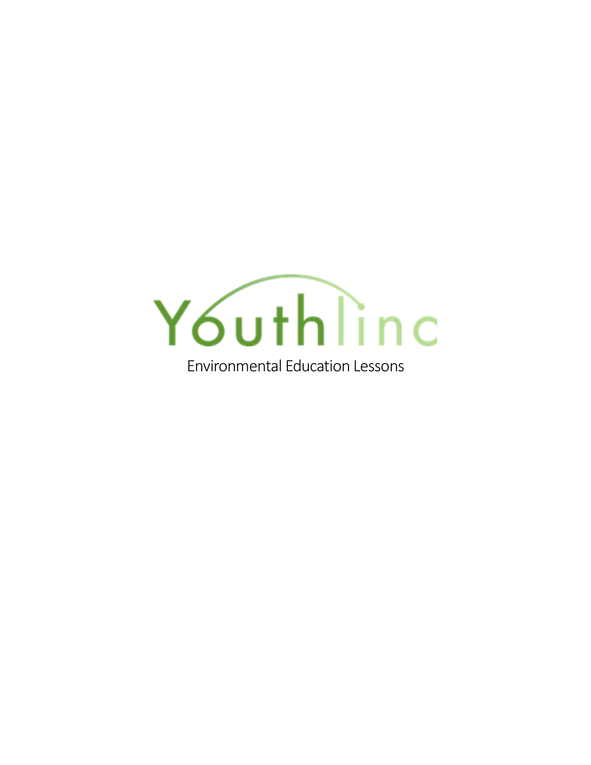# Youthlinc

Environmental Education Lessons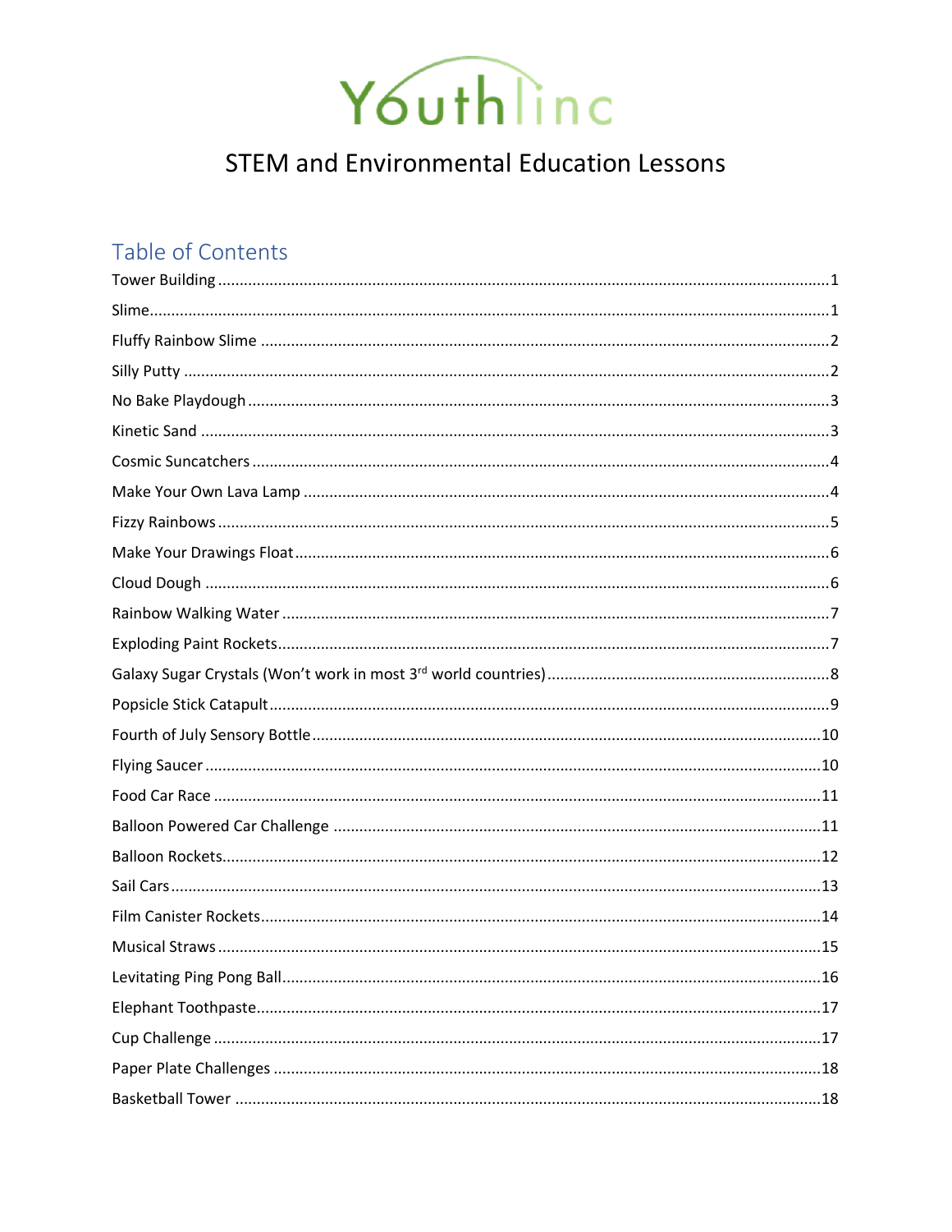# Youthlinc

## STEM and Environmental Education Lessons

### Table of Contents

Tower Building ........................................................................................................................................ 1
Slime........................................................................................................................................................ 1
Fluffy Rainbow Slime ............................................................................................................................. 2
Silly Putty ................................................................................................................................................ 2
No Bake Playdough ................................................................................................................................. 3
Kinetic Sand ............................................................................................................................................ 3
Cosmic Suncatchers ................................................................................................................................ 4
Make Your Own Lava Lamp .................................................................................................................... 4
Fizzy Rainbows ........................................................................................................................................ 5
Make Your Drawings Float ...................................................................................................................... 6
Cloud Dough ........................................................................................................................................... 6
Rainbow Walking Water ......................................................................................................................... 7
Exploding Paint Rockets .......................................................................................................................... 7
Galaxy Sugar Crystals (Won't work in most 3rd world countries) ......................................................... 8
Popsicle Stick Catapult ............................................................................................................................ 9
Fourth of July Sensory Bottle ................................................................................................................ 10
Flying Saucer ......................................................................................................................................... 10
Food Car Race ....................................................................................................................................... 11
Balloon Powered Car Challenge ........................................................................................................... 11
Balloon Rockets ..................................................................................................................................... 12
Sail Cars ................................................................................................................................................. 13
Film Canister Rockets ............................................................................................................................ 14
Musical Straws ...................................................................................................................................... 15
Levitating Ping Pong Ball ....................................................................................................................... 16
Elephant Toothpaste ............................................................................................................................. 17
Cup Challenge ....................................................................................................................................... 17
Paper Plate Challenges ......................................................................................................................... 18
Basketball Tower .................................................................................................................................. 18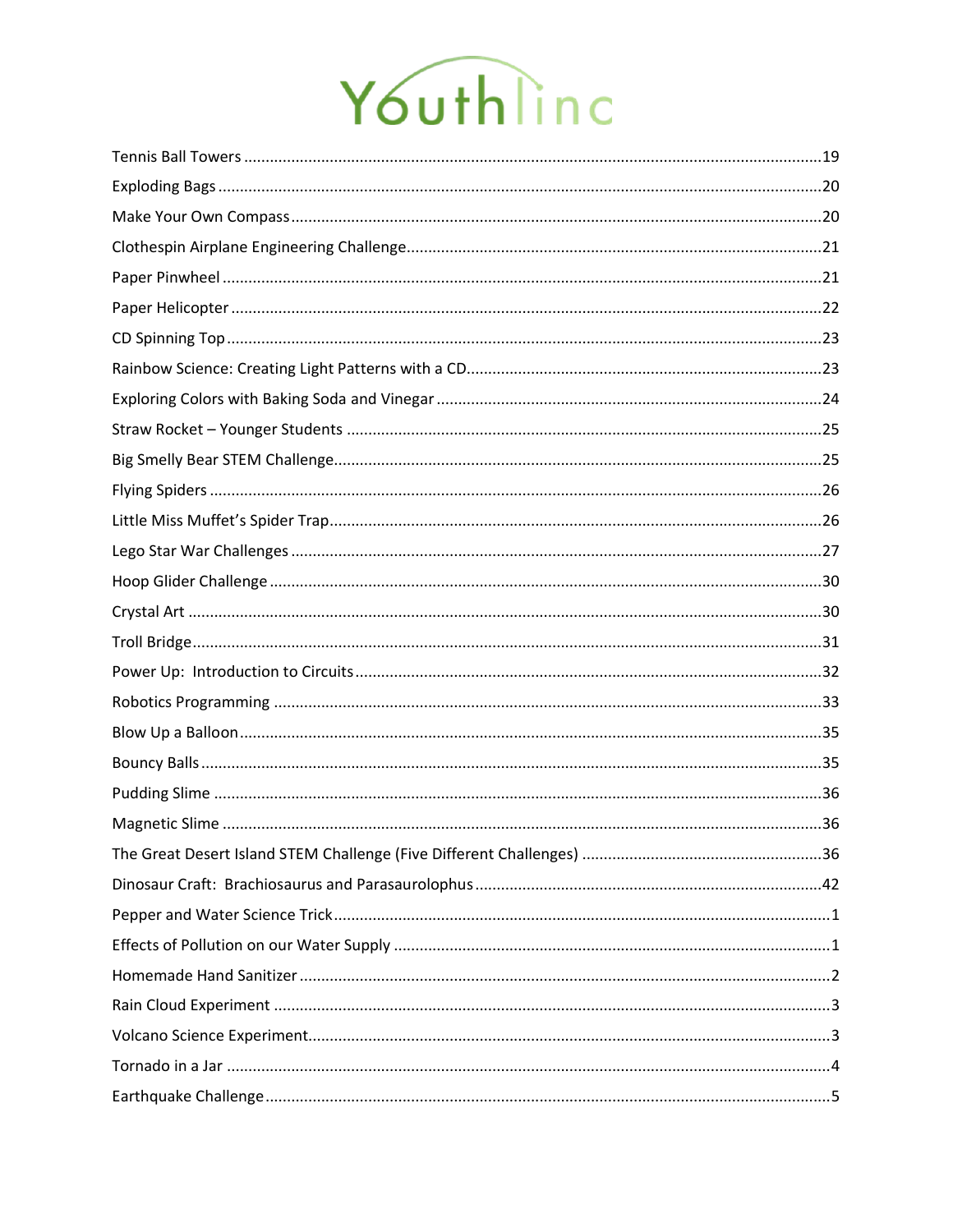Tennis Ball Towers ............................................................................................................................19

Exploding Bags ..................................................................................................................................20

Make Your Own Compass ..................................................................................................................20

Clothespin Airplane Engineering Challenge.......................................................................................21

Paper Pinwheel .................................................................................................................................21

Paper Helicopter ...............................................................................................................................22

CD Spinning Top ................................................................................................................................23

Rainbow Science: Creating Light Patterns with a CD.........................................................................23

Exploring Colors with Baking Soda and Vinegar ................................................................................24

Straw Rocket – Younger Students .....................................................................................................25

Big Smelly Bear STEM Challenge........................................................................................................25

Flying Spiders ....................................................................................................................................26

Little Miss Muffet's Spider Trap.........................................................................................................26

Lego Star War Challenges ..................................................................................................................27

Hoop Glider Challenge .......................................................................................................................30

Crystal Art ........................................................................................................................................30

Troll Bridge........................................................................................................................................31

Power Up: Introduction to Circuits ...................................................................................................32

Robotics Programming .....................................................................................................................33

Blow Up a Balloon..............................................................................................................................35

Bouncy Balls......................................................................................................................................35

Pudding Slime ...................................................................................................................................36

Magnetic Slime .................................................................................................................................36

The Great Desert Island STEM Challenge (Five Different Challenges) ...............................................36

Dinosaur Craft: Brachiosaurus and Parasaurolophus .......................................................................42

Pepper and Water Science Trick..........................................................................................................1

Effects of Pollution on our Water Supply ............................................................................................1

Homemade Hand Sanitizer .................................................................................................................2

Rain Cloud Experiment .......................................................................................................................3

Volcano Science Experiment................................................................................................................3

Tornado in a Jar ..................................................................................................................................4

Earthquake Challenge .........................................................................................................................5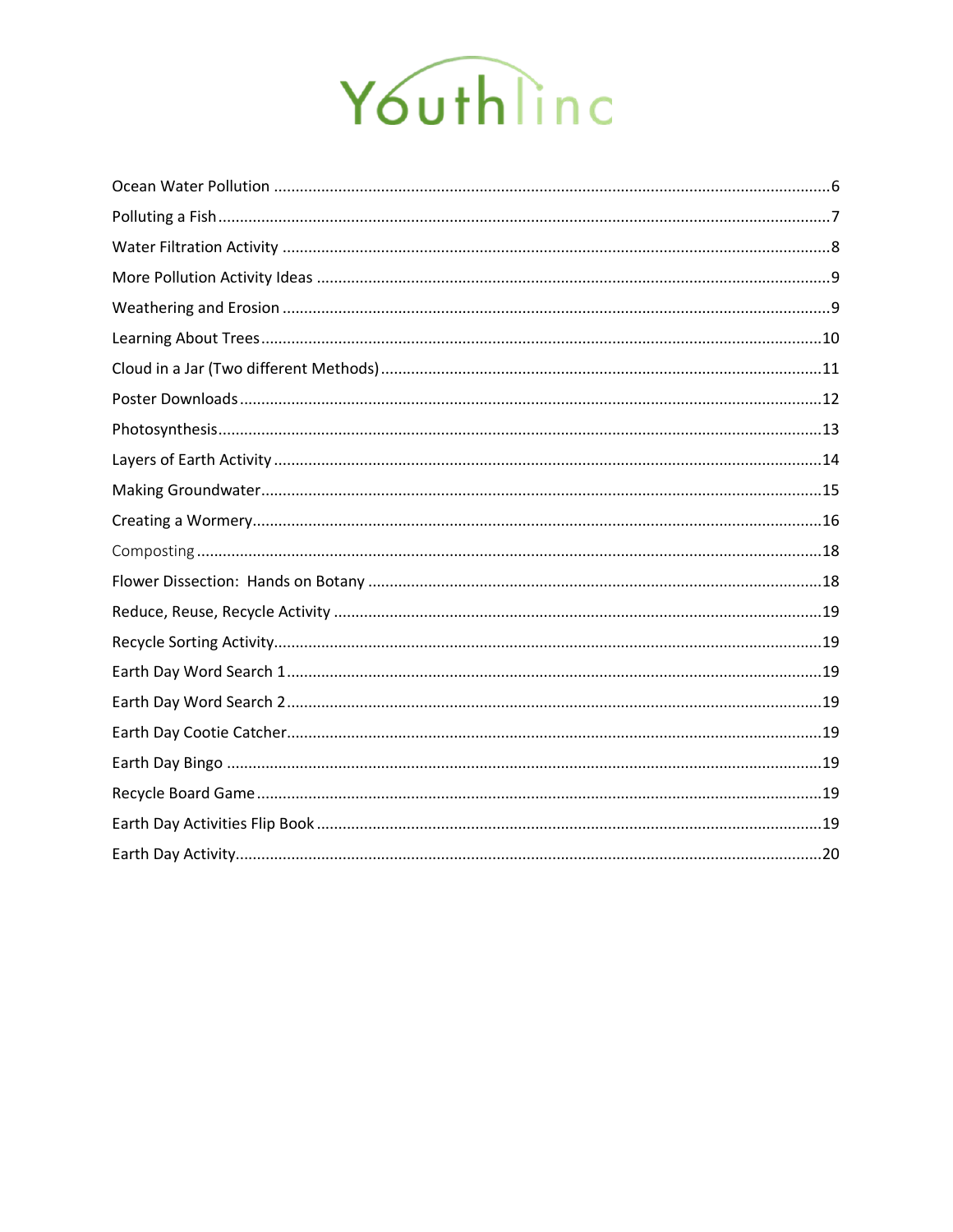Youthlinc

Ocean Water Pollution ................................................................................................6

Polluting a Fish ................................................................................................7

Water Filtration Activity ................................................................................................8

More Pollution Activity Ideas ................................................................................................9

Weathering and Erosion ................................................................................................9

Learning About Trees ................................................................................................10

Cloud in a Jar (Two different Methods) ................................................................................................11

Poster Downloads ................................................................................................12

Photosynthesis ................................................................................................13

Layers of Earth Activity ................................................................................................14

Making Groundwater ................................................................................................15

Creating a Wormery ................................................................................................16

Composting ................................................................................................18

Flower Dissection: Hands on Botany ................................................................................................18

Reduce, Reuse, Recycle Activity ................................................................................................19

Recycle Sorting Activity ................................................................................................19

Earth Day Word Search 1 ................................................................................................19

Earth Day Word Search 2 ................................................................................................19

Earth Day Cootie Catcher ................................................................................................19

Earth Day Bingo ................................................................................................19

Recycle Board Game ................................................................................................19

Earth Day Activities Flip Book ................................................................................................19

Earth Day Activity ................................................................................................20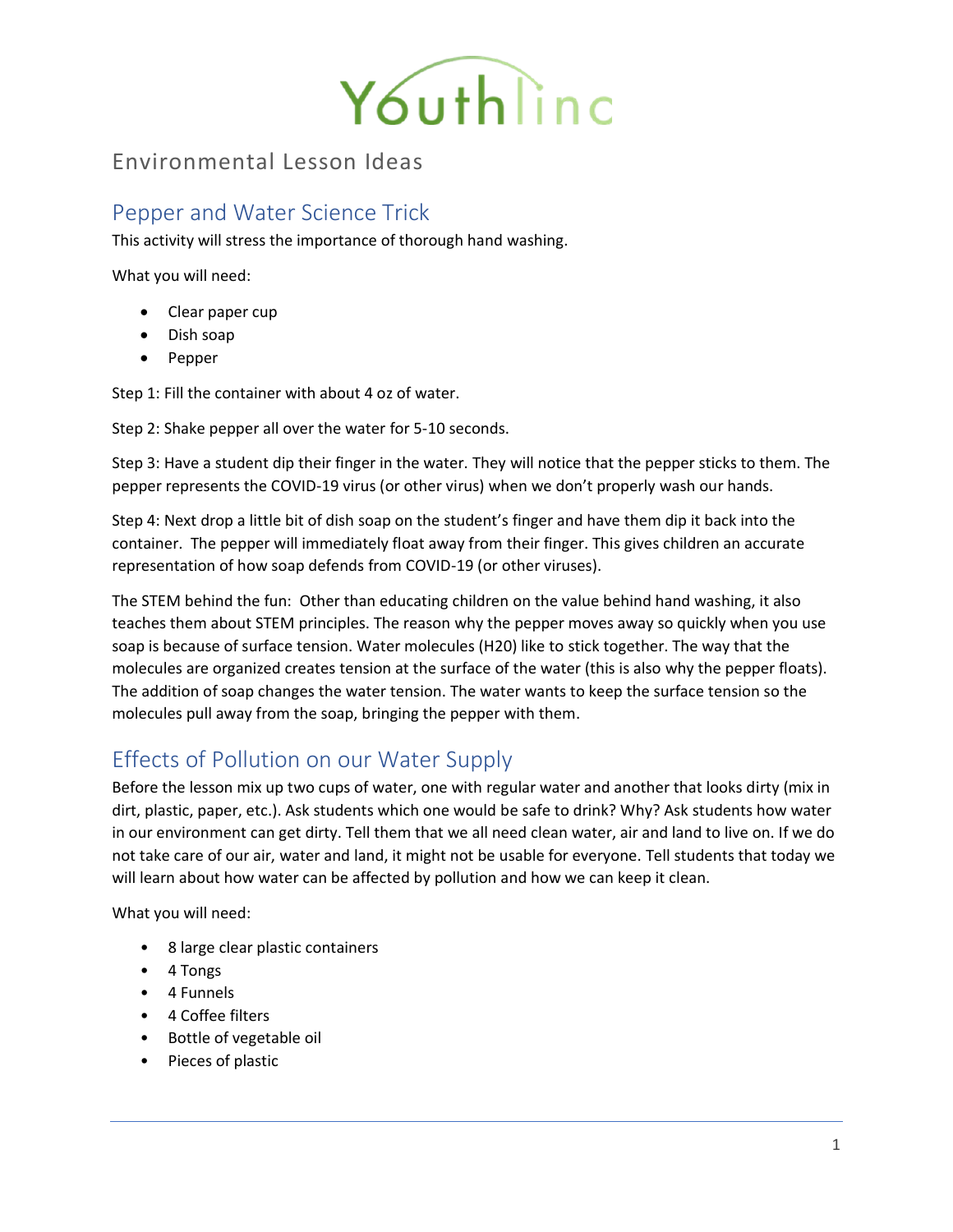# Youthlinc

## Environmental Lesson Ideas

### Pepper and Water Science Trick

This activity will stress the importance of thorough hand washing.

What you will need:

- Clear paper cup
- Dish soap
- Pepper

Step 1: Fill the container with about 4 oz of water.

Step 2: Shake pepper all over the water for 5-10 seconds.

Step 3: Have a student dip their finger in the water. They will notice that the pepper sticks to them. The pepper represents the COVID-19 virus (or other virus) when we don't properly wash our hands.

Step 4: Next drop a little bit of dish soap on the student's finger and have them dip it back into the container. The pepper will immediately float away from their finger. This gives children an accurate representation of how soap defends from COVID-19 (or other viruses).

The STEM behind the fun: Other than educating children on the value behind hand washing, it also teaches them about STEM principles. The reason why the pepper moves away so quickly when you use soap is because of surface tension. Water molecules (H20) like to stick together. The way that the molecules are organized creates tension at the surface of the water (this is also why the pepper floats). The addition of soap changes the water tension. The water wants to keep the surface tension so the molecules pull away from the soap, bringing the pepper with them.

### Effects of Pollution on our Water Supply

Before the lesson mix up two cups of water, one with regular water and another that looks dirty (mix in dirt, plastic, paper, etc.). Ask students which one would be safe to drink? Why? Ask students how water in our environment can get dirty. Tell them that we all need clean water, air and land to live on. If we do not take care of our air, water and land, it might not be usable for everyone. Tell students that today we will learn about how water can be affected by pollution and how we can keep it clean.

What you will need:

- 8 large clear plastic containers
- 4 Tongs
- 4 Funnels
- 4 Coffee filters
- Bottle of vegetable oil
- Pieces of plastic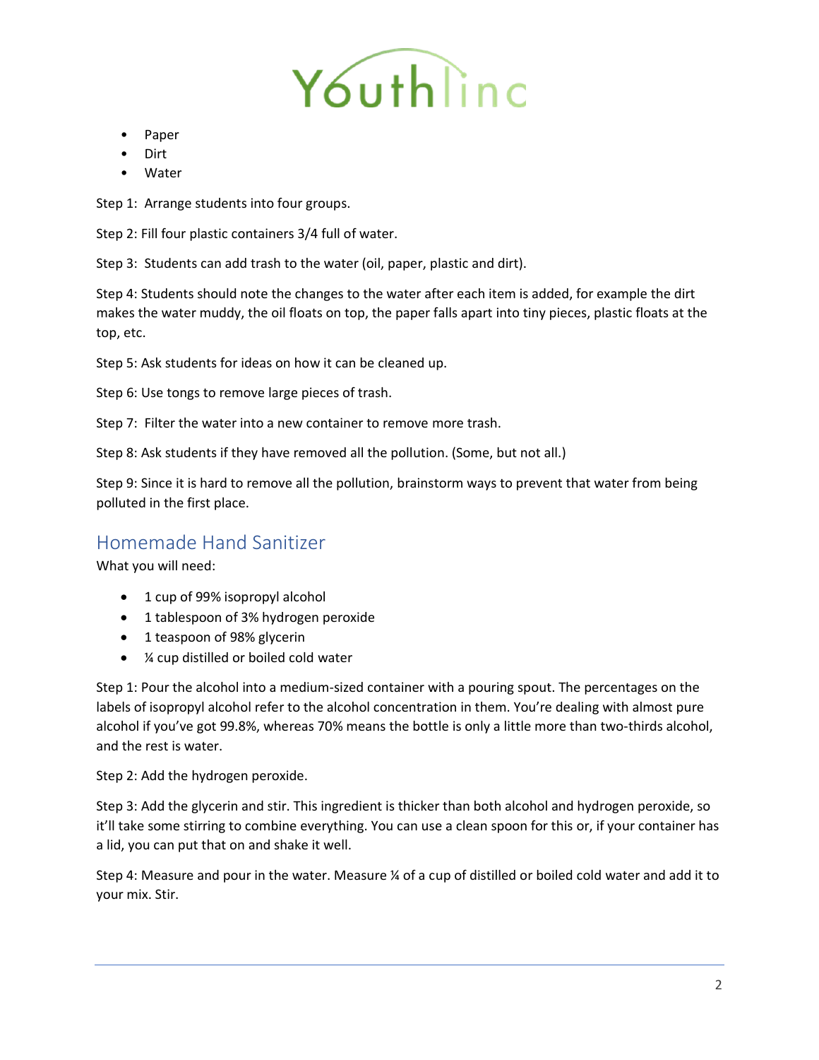- Paper
- Dirt
- Water

Step 1: Arrange students into four groups.

Step 2: Fill four plastic containers 3/4 full of water.

Step 3: Students can add trash to the water (oil, paper, plastic and dirt).

Step 4: Students should note the changes to the water after each item is added, for example the dirt makes the water muddy, the oil floats on top, the paper falls apart into tiny pieces, plastic floats at the top, etc.

Step 5: Ask students for ideas on how it can be cleaned up.

Step 6: Use tongs to remove large pieces of trash.

Step 7: Filter the water into a new container to remove more trash.

Step 8: Ask students if they have removed all the pollution. (Some, but not all.)

Step 9: Since it is hard to remove all the pollution, brainstorm ways to prevent that water from being polluted in the first place.

## Homemade Hand Sanitizer

What you will need:

- 1 cup of 99% isopropyl alcohol
- 1 tablespoon of 3% hydrogen peroxide
- 1 teaspoon of 98% glycerin
- ¼ cup distilled or boiled cold water

Step 1: Pour the alcohol into a medium-sized container with a pouring spout. The percentages on the labels of isopropyl alcohol refer to the alcohol concentration in them. You're dealing with almost pure alcohol if you've got 99.8%, whereas 70% means the bottle is only a little more than two-thirds alcohol, and the rest is water.

Step 2: Add the hydrogen peroxide.

Step 3: Add the glycerin and stir. This ingredient is thicker than both alcohol and hydrogen peroxide, so it'll take some stirring to combine everything. You can use a clean spoon for this or, if your container has a lid, you can put that on and shake it well.

Step 4: Measure and pour in the water. Measure ¼ of a cup of distilled or boiled cold water and add it to your mix. Stir.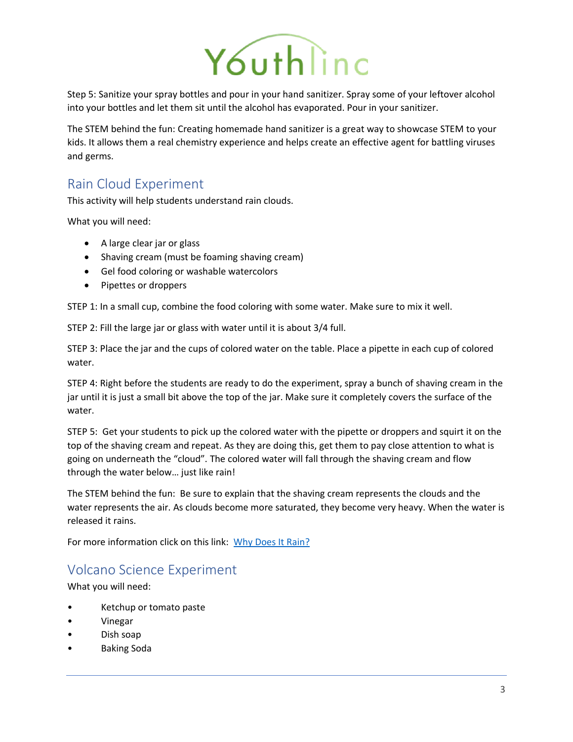Step 5: Sanitize your spray bottles and pour in your hand sanitizer. Spray some of your leftover alcohol into your bottles and let them sit until the alcohol has evaporated. Pour in your sanitizer.

The STEM behind the fun: Creating homemade hand sanitizer is a great way to showcase STEM to your kids. It allows them a real chemistry experience and helps create an effective agent for battling viruses and germs.

## Rain Cloud Experiment

This activity will help students understand rain clouds.

What you will need:

- A large clear jar or glass
- Shaving cream (must be foaming shaving cream)
- Gel food coloring or washable watercolors
- Pipettes or droppers

STEP 1: In a small cup, combine the food coloring with some water. Make sure to mix it well.

STEP 2: Fill the large jar or glass with water until it is about 3/4 full.

STEP 3: Place the jar and the cups of colored water on the table. Place a pipette in each cup of colored water.

STEP 4: Right before the students are ready to do the experiment, spray a bunch of shaving cream in the jar until it is just a small bit above the top of the jar. Make sure it completely covers the surface of the water.

STEP 5: Get your students to pick up the colored water with the pipette or droppers and squirt it on the top of the shaving cream and repeat. As they are doing this, get them to pay close attention to what is going on underneath the “cloud”. The colored water will fall through the shaving cream and flow through the water below… just like rain!

The STEM behind the fun: Be sure to explain that the shaving cream represents the clouds and the water represents the air. As clouds become more saturated, they become very heavy. When the water is released it rains.

For more information click on this link: Why Does It Rain?

## Volcano Science Experiment

What you will need:

- Ketchup or tomato paste
- Vinegar
- Dish soap
- Baking Soda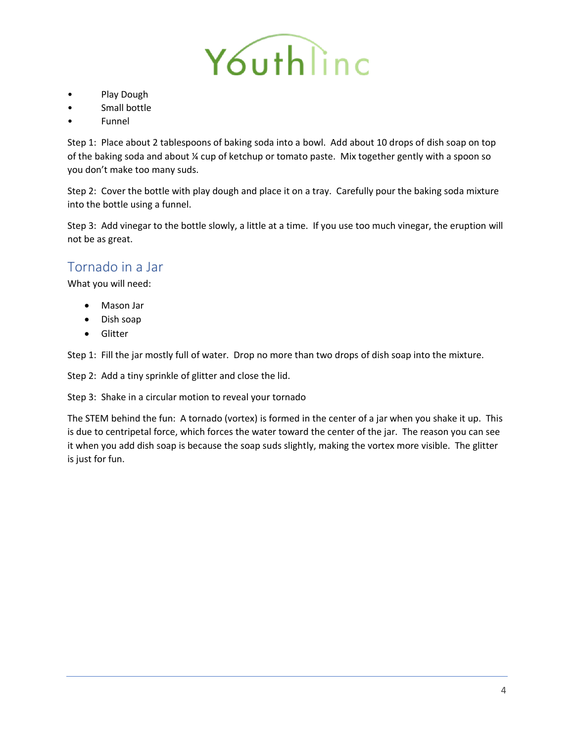- Play Dough
- Small bottle
- Funnel

Step 1: Place about 2 tablespoons of baking soda into a bowl. Add about 10 drops of dish soap on top of the baking soda and about ¼ cup of ketchup or tomato paste. Mix together gently with a spoon so you don't make too many suds.

Step 2: Cover the bottle with play dough and place it on a tray. Carefully pour the baking soda mixture into the bottle using a funnel.

Step 3: Add vinegar to the bottle slowly, a little at a time. If you use too much vinegar, the eruption will not be as great.

## Tornado in a Jar

What you will need:

- Mason Jar
- Dish soap
- Glitter

Step 1: Fill the jar mostly full of water. Drop no more than two drops of dish soap into the mixture.

Step 2: Add a tiny sprinkle of glitter and close the lid.

Step 3: Shake in a circular motion to reveal your tornado

The STEM behind the fun: A tornado (vortex) is formed in the center of a jar when you shake it up. This is due to centripetal force, which forces the water toward the center of the jar. The reason you can see it when you add dish soap is because the soap suds slightly, making the vortex more visible. The glitter is just for fun.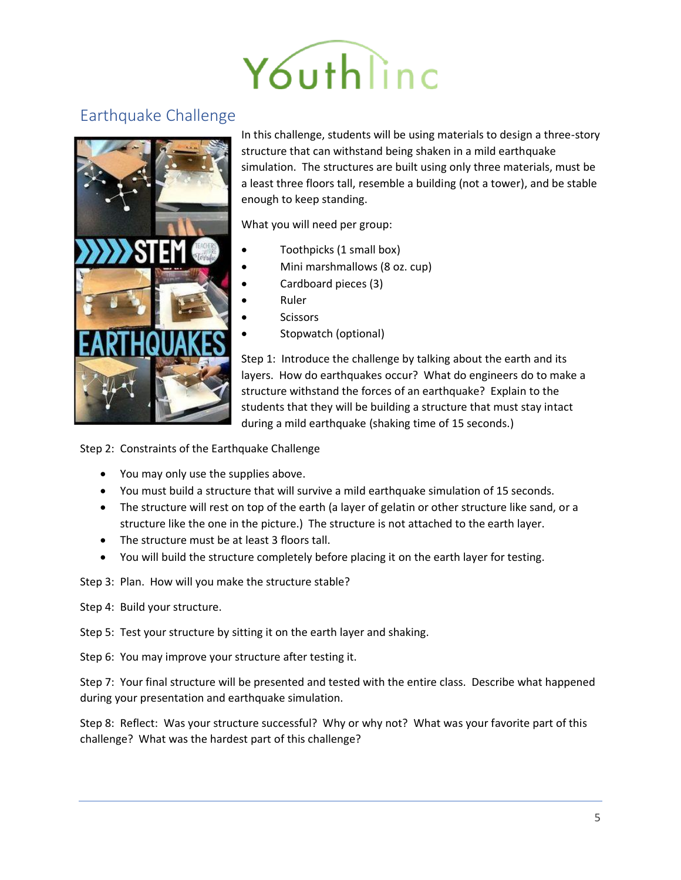## Earthquake Challenge

In this challenge, students will be using materials to design a three-story structure that can withstand being shaken in a mild earthquake simulation. The structures are built using only three materials, must be a least three floors tall, resemble a building (not a tower), and be stable enough to keep standing.

What you will need per group:

- Toothpicks (1 small box)
- Mini marshmallows (8 oz. cup)
- Cardboard pieces (3)
- Ruler
- Scissors
- Stopwatch (optional)

Step 1: Introduce the challenge by talking about the earth and its layers. How do earthquakes occur? What do engineers do to make a structure withstand the forces of an earthquake? Explain to the students that they will be building a structure that must stay intact during a mild earthquake (shaking time of 15 seconds.)

Step 2: Constraints of the Earthquake Challenge

- You may only use the supplies above.
- You must build a structure that will survive a mild earthquake simulation of 15 seconds.
- The structure will rest on top of the earth (a layer of gelatin or other structure like sand, or a structure like the one in the picture.) The structure is not attached to the earth layer.
- The structure must be at least 3 floors tall.
- You will build the structure completely before placing it on the earth layer for testing.

Step 3: Plan. How will you make the structure stable?

Step 4: Build your structure.

Step 5: Test your structure by sitting it on the earth layer and shaking.

Step 6: You may improve your structure after testing it.

Step 7: Your final structure will be presented and tested with the entire class. Describe what happened during your presentation and earthquake simulation.

Step 8: Reflect: Was your structure successful? Why or why not? What was your favorite part of this challenge? What was the hardest part of this challenge?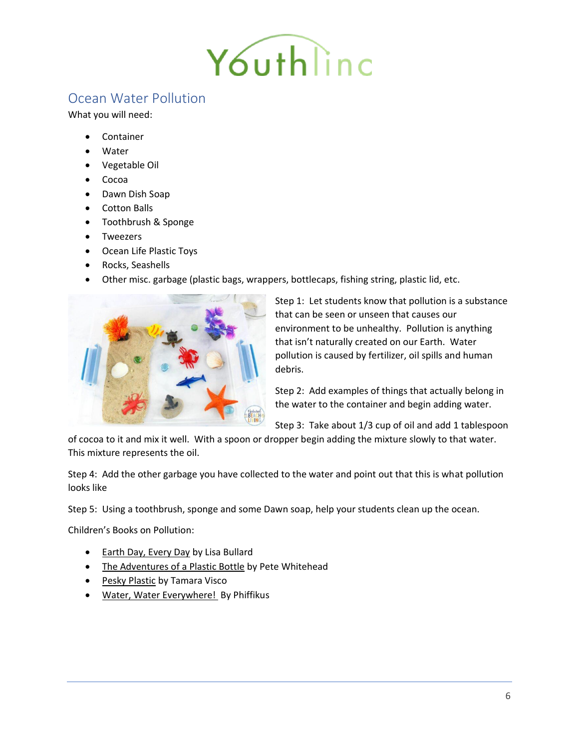## Ocean Water Pollution

What you will need:

- Container
- Water
- Vegetable Oil
- Cocoa
- Dawn Dish Soap
- Cotton Balls
- Toothbrush & Sponge
- Tweezers
- Ocean Life Plastic Toys
- Rocks, Seashells
- Other misc. garbage (plastic bags, wrappers, bottlecaps, fishing string, plastic lid, etc.

Step 1: Let students know that pollution is a substance that can be seen or unseen that causes our environment to be unhealthy. Pollution is anything that isn't naturally created on our Earth. Water pollution is caused by fertilizer, oil spills and human debris.

Step 2: Add examples of things that actually belong in the water to the container and begin adding water.

Step 3: Take about 1/3 cup of oil and add 1 tablespoon of cocoa to it and mix it well. With a spoon or dropper begin adding the mixture slowly to that water. This mixture represents the oil.

Step 4: Add the other garbage you have collected to the water and point out that this is what pollution looks like

Step 5: Using a toothbrush, sponge and some Dawn soap, help your students clean up the ocean.

Children's Books on Pollution:

- Earth Day, Every Day by Lisa Bullard
- The Adventures of a Plastic Bottle by Pete Whitehead
- Pesky Plastic by Tamara Visco
- Water, Water Everywhere! By Phiffikus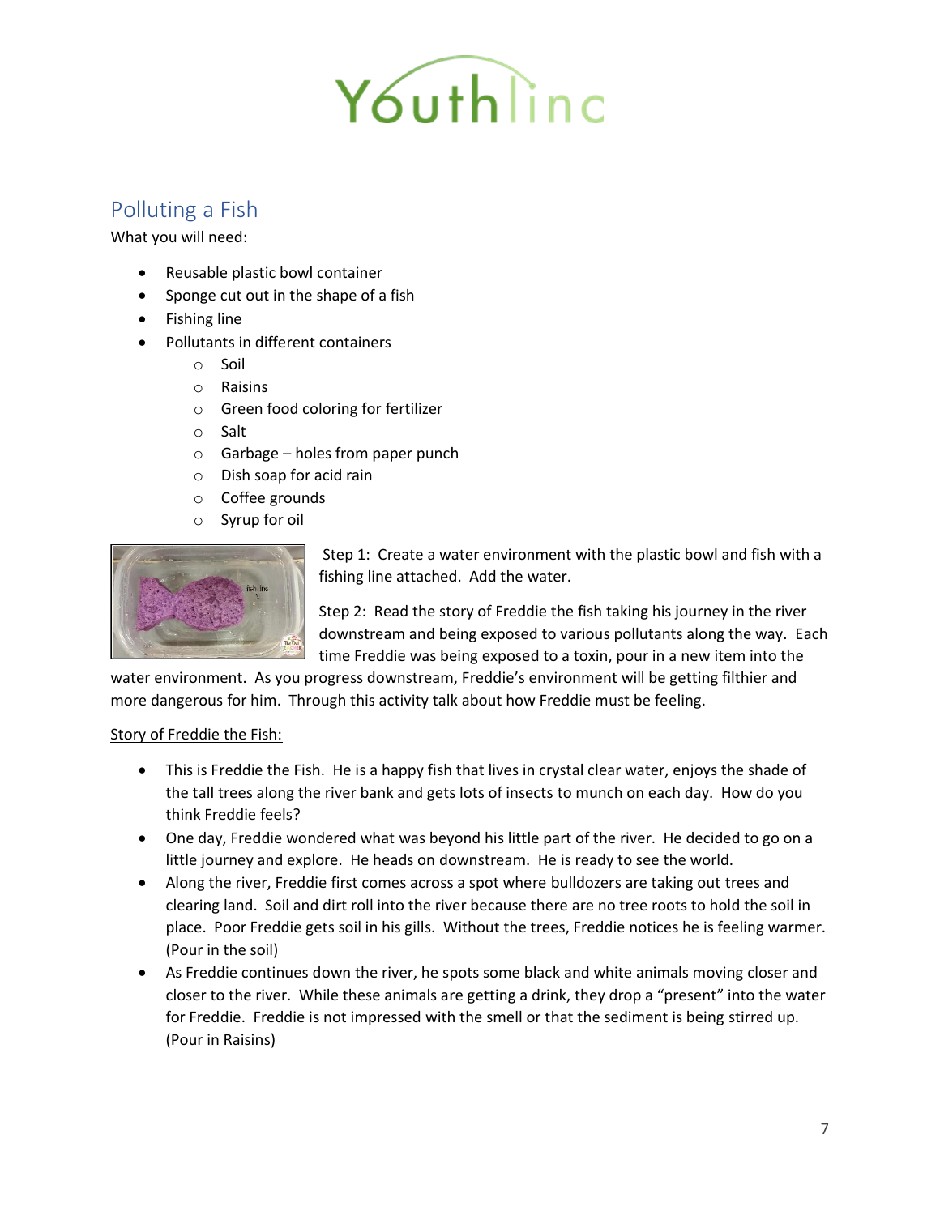## Polluting a Fish

What you will need:

- Reusable plastic bowl container
- Sponge cut out in the shape of a fish
- Fishing line
- Pollutants in different containers
  - Soil
  - Raisins
  - Green food coloring for fertilizer
  - Salt
  - Garbage – holes from paper punch
  - Dish soap for acid rain
  - Coffee grounds
  - Syrup for oil

Step 1: Create a water environment with the plastic bowl and fish with a fishing line attached. Add the water.

Step 2: Read the story of Freddie the fish taking his journey in the river downstream and being exposed to various pollutants along the way. Each time Freddie was being exposed to a toxin, pour in a new item into the water environment. As you progress downstream, Freddie's environment will be getting filthier and more dangerous for him. Through this activity talk about how Freddie must be feeling.

<u>Story of Freddie the Fish:</u>

- This is Freddie the Fish. He is a happy fish that lives in crystal clear water, enjoys the shade of the tall trees along the river bank and gets lots of insects to munch on each day. How do you think Freddie feels?
- One day, Freddie wondered what was beyond his little part of the river. He decided to go on a little journey and explore. He heads on downstream. He is ready to see the world.
- Along the river, Freddie first comes across a spot where bulldozers are taking out trees and clearing land. Soil and dirt roll into the river because there are no tree roots to hold the soil in place. Poor Freddie gets soil in his gills. Without the trees, Freddie notices he is feeling warmer. (Pour in the soil)
- As Freddie continues down the river, he spots some black and white animals moving closer and closer to the river. While these animals are getting a drink, they drop a "present" into the water for Freddie. Freddie is not impressed with the smell or that the sediment is being stirred up. (Pour in Raisins)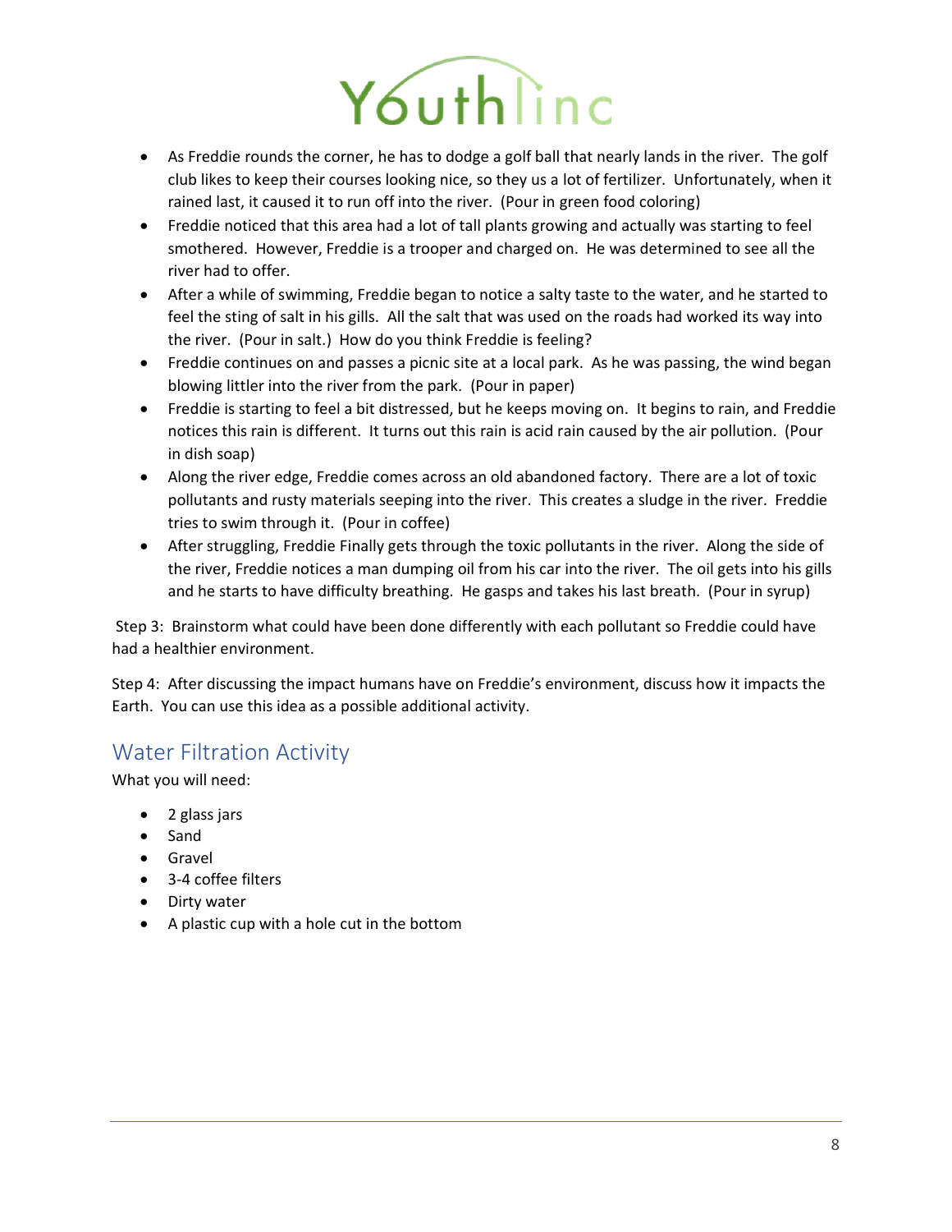- As Freddie rounds the corner, he has to dodge a golf ball that nearly lands in the river. The golf club likes to keep their courses looking nice, so they us a lot of fertilizer. Unfortunately, when it rained last, it caused it to run off into the river. (Pour in green food coloring)
- Freddie noticed that this area had a lot of tall plants growing and actually was starting to feel smothered. However, Freddie is a trooper and charged on. He was determined to see all the river had to offer.
- After a while of swimming, Freddie began to notice a salty taste to the water, and he started to feel the sting of salt in his gills. All the salt that was used on the roads had worked its way into the river. (Pour in salt.) How do you think Freddie is feeling?
- Freddie continues on and passes a picnic site at a local park. As he was passing, the wind began blowing littler into the river from the park. (Pour in paper)
- Freddie is starting to feel a bit distressed, but he keeps moving on. It begins to rain, and Freddie notices this rain is different. It turns out this rain is acid rain caused by the air pollution. (Pour in dish soap)
- Along the river edge, Freddie comes across an old abandoned factory. There are a lot of toxic pollutants and rusty materials seeping into the river. This creates a sludge in the river. Freddie tries to swim through it. (Pour in coffee)
- After struggling, Freddie Finally gets through the toxic pollutants in the river. Along the side of the river, Freddie notices a man dumping oil from his car into the river. The oil gets into his gills and he starts to have difficulty breathing. He gasps and takes his last breath. (Pour in syrup)

Step 3: Brainstorm what could have been done differently with each pollutant so Freddie could have had a healthier environment.

Step 4: After discussing the impact humans have on Freddie's environment, discuss how it impacts the Earth. You can use this idea as a possible additional activity.

## Water Filtration Activity

What you will need:

- 2 glass jars
- Sand
- Gravel
- 3-4 coffee filters
- Dirty water
- A plastic cup with a hole cut in the bottom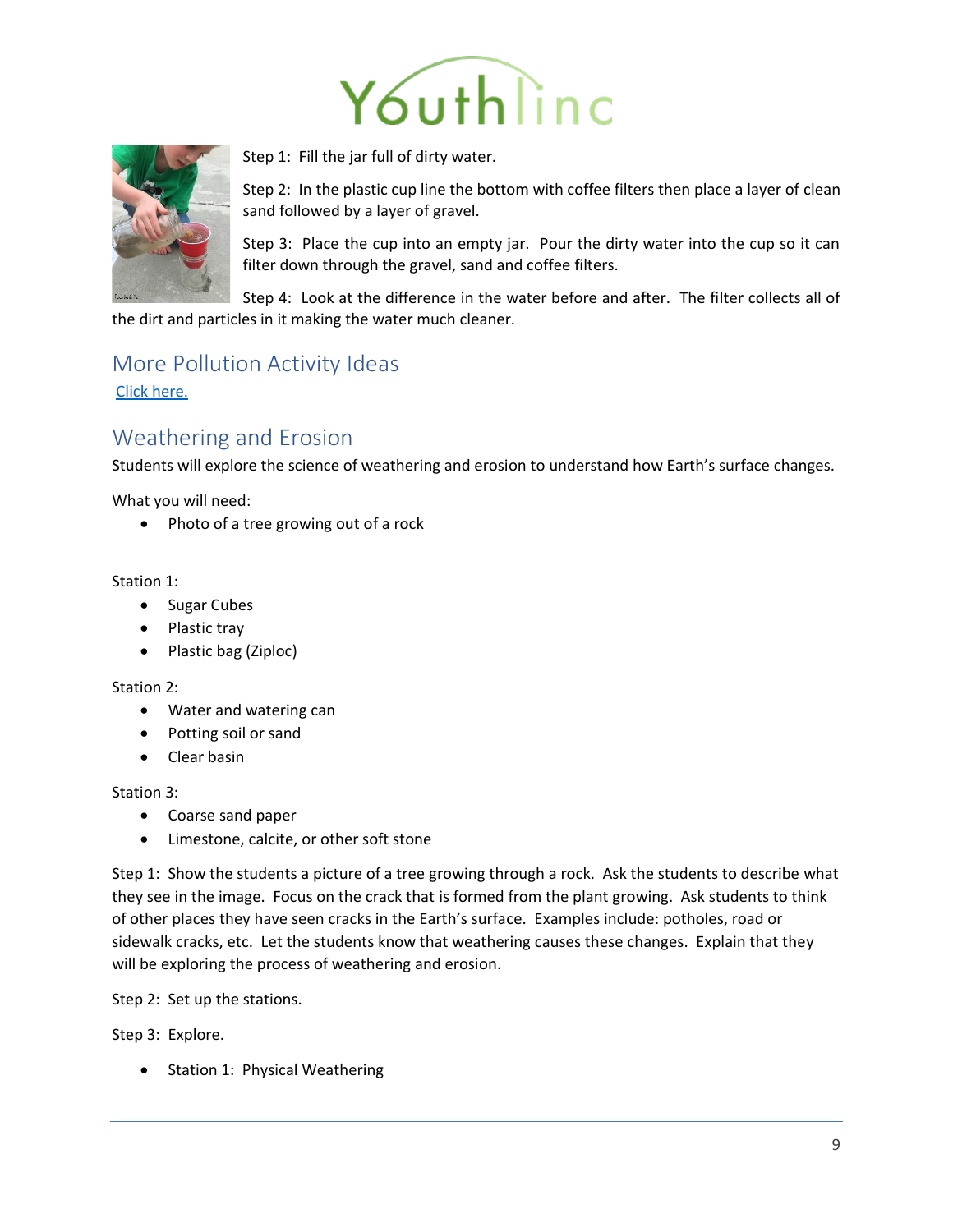Step 1: Fill the jar full of dirty water.

Step 2: In the plastic cup line the bottom with coffee filters then place a layer of clean sand followed by a layer of gravel.

Step 3: Place the cup into an empty jar. Pour the dirty water into the cup so it can filter down through the gravel, sand and coffee filters.

Step 4: Look at the difference in the water before and after. The filter collects all of the dirt and particles in it making the water much cleaner.

## More Pollution Activity Ideas

Click here.

## Weathering and Erosion

Students will explore the science of weathering and erosion to understand how Earth's surface changes.

What you will need:

- Photo of a tree growing out of a rock

Station 1:

- Sugar Cubes
- Plastic tray
- Plastic bag (Ziploc)

Station 2:

- Water and watering can
- Potting soil or sand
- Clear basin

Station 3:

- Coarse sand paper
- Limestone, calcite, or other soft stone

Step 1: Show the students a picture of a tree growing through a rock. Ask the students to describe what they see in the image. Focus on the crack that is formed from the plant growing. Ask students to think of other places they have seen cracks in the Earth's surface. Examples include: potholes, road or sidewalk cracks, etc. Let the students know that weathering causes these changes. Explain that they will be exploring the process of weathering and erosion.

Step 2: Set up the stations.

Step 3: Explore.

- Station 1: Physical Weathering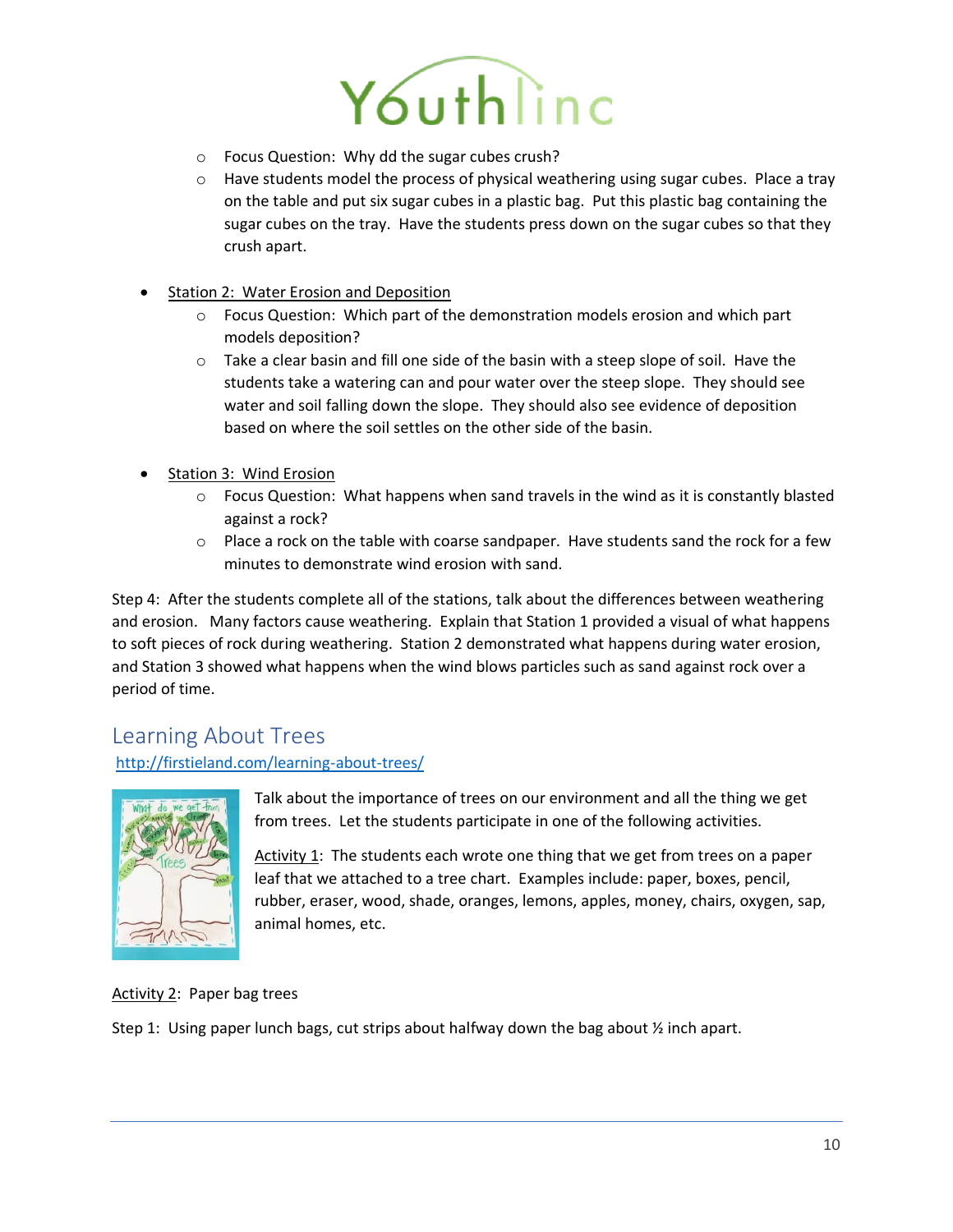- Focus Question: Why dd the sugar cubes crush?
    - Have students model the process of physical weathering using sugar cubes. Place a tray on the table and put six sugar cubes in a plastic bag. Put this plastic bag containing the sugar cubes on the tray. Have the students press down on the sugar cubes so that they crush apart.

- Station 2: Water Erosion and Deposition
    - Focus Question: Which part of the demonstration models erosion and which part models deposition?
    - Take a clear basin and fill one side of the basin with a steep slope of soil. Have the students take a watering can and pour water over the steep slope. They should see water and soil falling down the slope. They should also see evidence of deposition based on where the soil settles on the other side of the basin.

- Station 3: Wind Erosion
    - Focus Question: What happens when sand travels in the wind as it is constantly blasted against a rock?
    - Place a rock on the table with coarse sandpaper. Have students sand the rock for a few minutes to demonstrate wind erosion with sand.

Step 4: After the students complete all of the stations, talk about the differences between weathering and erosion. Many factors cause weathering. Explain that Station 1 provided a visual of what happens to soft pieces of rock during weathering. Station 2 demonstrated what happens during water erosion, and Station 3 showed what happens when the wind blows particles such as sand against rock over a period of time.

## Learning About Trees

http://firstieland.com/learning-about-trees/

Talk about the importance of trees on our environment and all the thing we get from trees. Let the students participate in one of the following activities.

Activity 1: The students each wrote one thing that we get from trees on a paper leaf that we attached to a tree chart. Examples include: paper, boxes, pencil, rubber, eraser, wood, shade, oranges, lemons, apples, money, chairs, oxygen, sap, animal homes, etc.

Activity 2: Paper bag trees

Step 1: Using paper lunch bags, cut strips about halfway down the bag about ½ inch apart.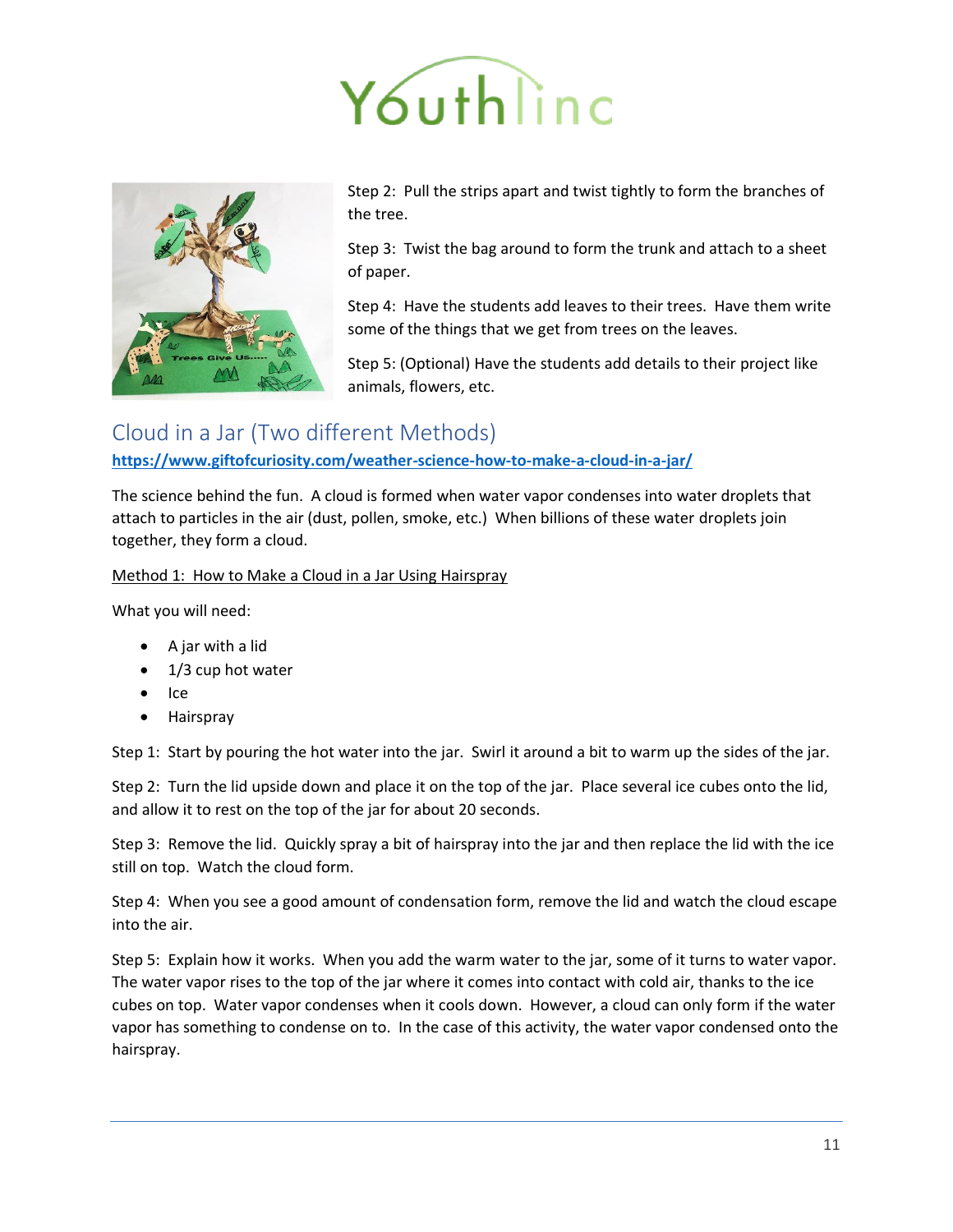Step 2: Pull the strips apart and twist tightly to form the branches of the tree.

Step 3: Twist the bag around to form the trunk and attach to a sheet of paper.

Step 4: Have the students add leaves to their trees. Have them write some of the things that we get from trees on the leaves.

Step 5: (Optional) Have the students add details to their project like animals, flowers, etc.

## Cloud in a Jar (Two different Methods)

**https://www.giftofcuriosity.com/weather-science-how-to-make-a-cloud-in-a-jar/**

The science behind the fun. A cloud is formed when water vapor condenses into water droplets that attach to particles in the air (dust, pollen, smoke, etc.) When billions of these water droplets join together, they form a cloud.

Method 1: How to Make a Cloud in a Jar Using Hairspray

What you will need:

- A jar with a lid
- 1/3 cup hot water
- Ice
- Hairspray

Step 1: Start by pouring the hot water into the jar. Swirl it around a bit to warm up the sides of the jar.

Step 2: Turn the lid upside down and place it on the top of the jar. Place several ice cubes onto the lid, and allow it to rest on the top of the jar for about 20 seconds.

Step 3: Remove the lid. Quickly spray a bit of hairspray into the jar and then replace the lid with the ice still on top. Watch the cloud form.

Step 4: When you see a good amount of condensation form, remove the lid and watch the cloud escape into the air.

Step 5: Explain how it works. When you add the warm water to the jar, some of it turns to water vapor. The water vapor rises to the top of the jar where it comes into contact with cold air, thanks to the ice cubes on top. Water vapor condenses when it cools down. However, a cloud can only form if the water vapor has something to condense on to. In the case of this activity, the water vapor condensed onto the hairspray.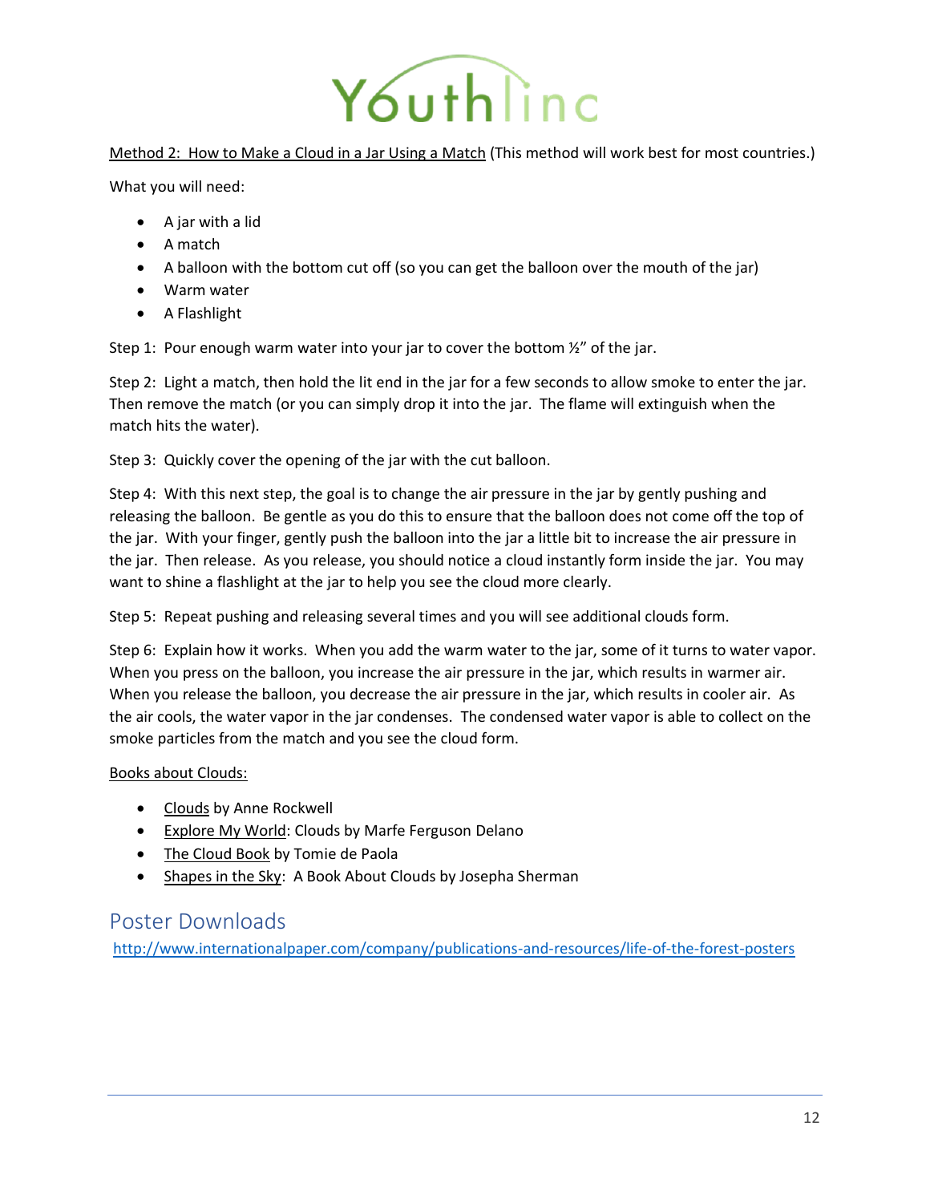Method 2: How to Make a Cloud in a Jar Using a Match (This method will work best for most countries.)

What you will need:

- A jar with a lid
- A match
- A balloon with the bottom cut off (so you can get the balloon over the mouth of the jar)
- Warm water
- A Flashlight

Step 1: Pour enough warm water into your jar to cover the bottom ½" of the jar.

Step 2: Light a match, then hold the lit end in the jar for a few seconds to allow smoke to enter the jar. Then remove the match (or you can simply drop it into the jar. The flame will extinguish when the match hits the water).

Step 3: Quickly cover the opening of the jar with the cut balloon.

Step 4: With this next step, the goal is to change the air pressure in the jar by gently pushing and releasing the balloon. Be gentle as you do this to ensure that the balloon does not come off the top of the jar. With your finger, gently push the balloon into the jar a little bit to increase the air pressure in the jar. Then release. As you release, you should notice a cloud instantly form inside the jar. You may want to shine a flashlight at the jar to help you see the cloud more clearly.

Step 5: Repeat pushing and releasing several times and you will see additional clouds form.

Step 6: Explain how it works. When you add the warm water to the jar, some of it turns to water vapor. When you press on the balloon, you increase the air pressure in the jar, which results in warmer air. When you release the balloon, you decrease the air pressure in the jar, which results in cooler air. As the air cools, the water vapor in the jar condenses. The condensed water vapor is able to collect on the smoke particles from the match and you see the cloud form.

Books about Clouds:

- Clouds by Anne Rockwell
- Explore My World: Clouds by Marfe Ferguson Delano
- The Cloud Book by Tomie de Paola
- Shapes in the Sky: A Book About Clouds by Josepha Sherman

## Poster Downloads

http://www.internationalpaper.com/company/publications-and-resources/life-of-the-forest-posters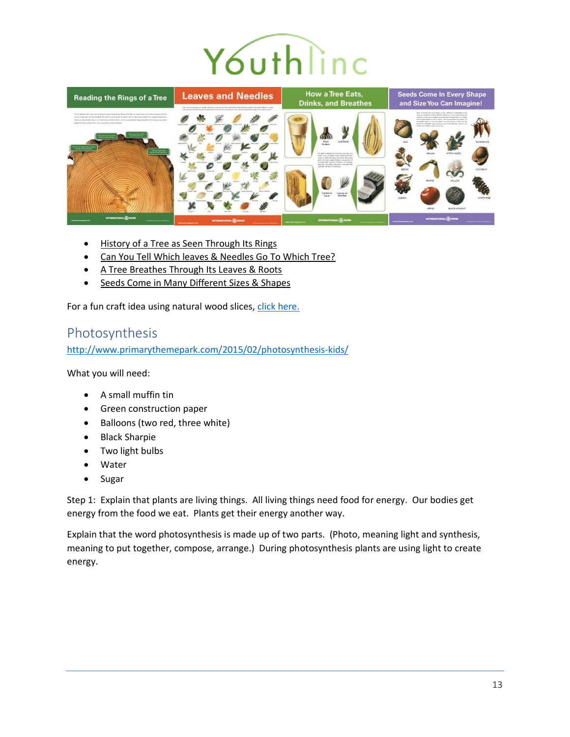- History of a Tree as Seen Through Its Rings
- Can You Tell Which leaves & Needles Go To Which Tree?
- A Tree Breathes Through Its Leaves & Roots
- Seeds Come in Many Different Sizes & Shapes

For a fun craft idea using natural wood slices, click here.

## Photosynthesis

http://www.primarythemepark.com/2015/02/photosynthesis-kids/

What you will need:

- A small muffin tin
- Green construction paper
- Balloons (two red, three white)
- Black Sharpie
- Two light bulbs
- Water
- Sugar

Step 1: Explain that plants are living things. All living things need food for energy. Our bodies get energy from the food we eat. Plants get their energy another way.

Explain that the word photosynthesis is made up of two parts. (Photo, meaning light and synthesis, meaning to put together, compose, arrange.) During photosynthesis plants are using light to create energy.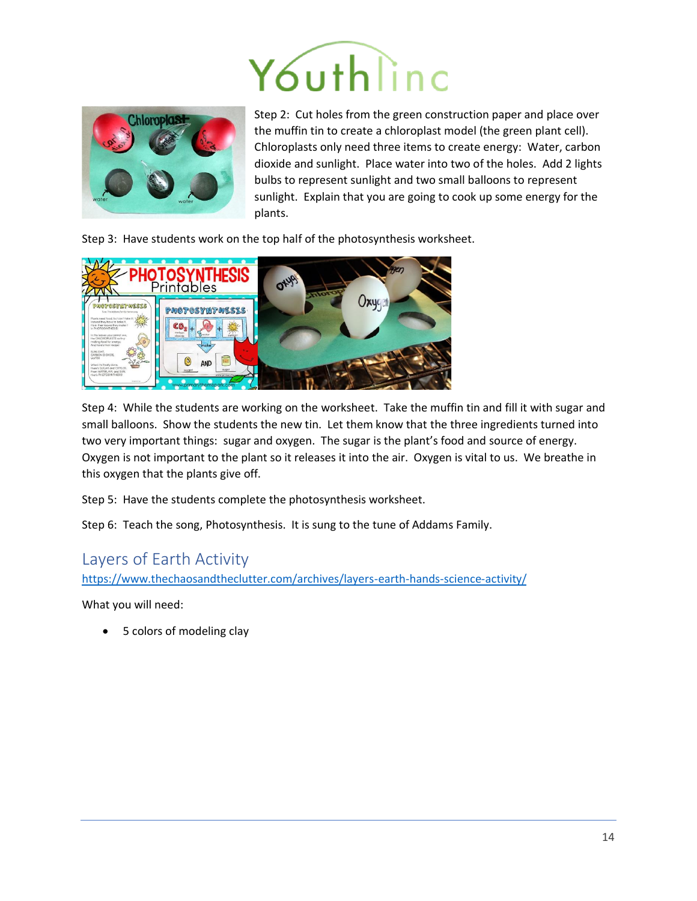Step 2: Cut holes from the green construction paper and place over the muffin tin to create a chloroplast model (the green plant cell). Chloroplasts only need three items to create energy: Water, carbon dioxide and sunlight. Place water into two of the holes. Add 2 lights bulbs to represent sunlight and two small balloons to represent sunlight. Explain that you are going to cook up some energy for the plants.

Step 3: Have students work on the top half of the photosynthesis worksheet.

Step 4: While the students are working on the worksheet. Take the muffin tin and fill it with sugar and small balloons. Show the students the new tin. Let them know that the three ingredients turned into two very important things: sugar and oxygen. The sugar is the plant's food and source of energy. Oxygen is not important to the plant so it releases it into the air. Oxygen is vital to us. We breathe in this oxygen that the plants give off.

Step 5: Have the students complete the photosynthesis worksheet.

Step 6: Teach the song, Photosynthesis. It is sung to the tune of Addams Family.

## Layers of Earth Activity

https://www.thechaosandtheclutter.com/archives/layers-earth-hands-science-activity/

What you will need:

- 5 colors of modeling clay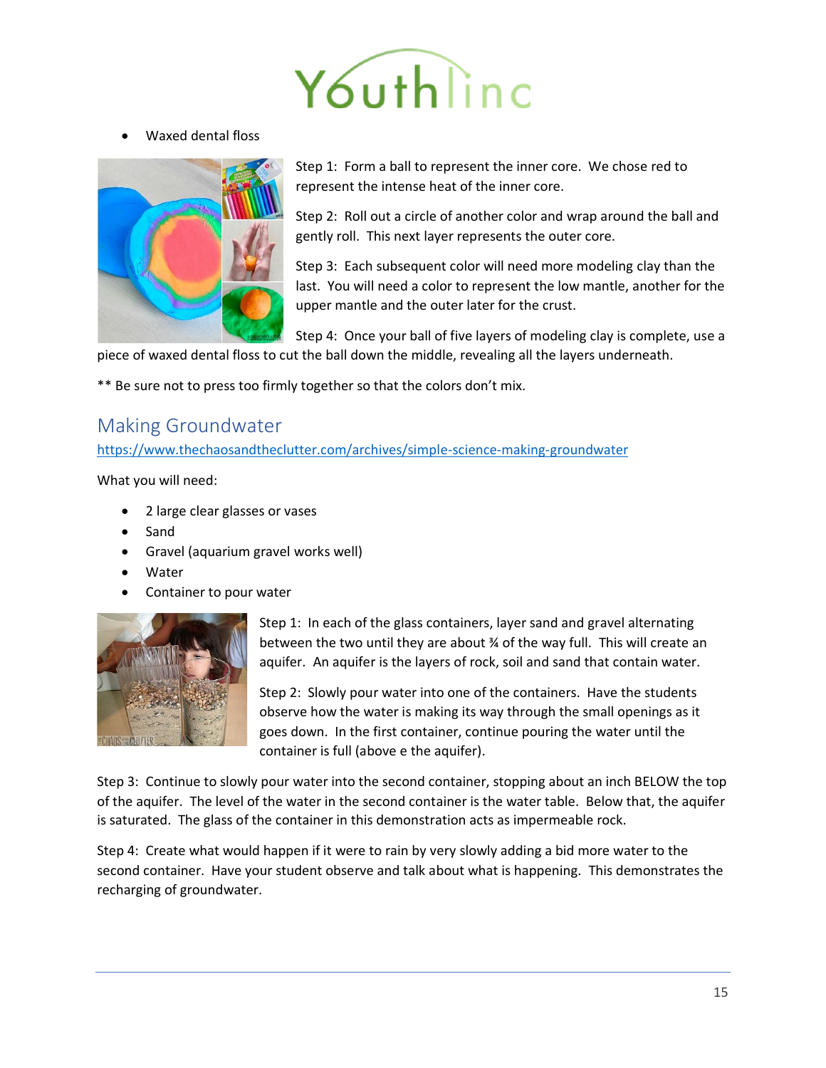- Waxed dental floss

Step 1: Form a ball to represent the inner core. We chose red to represent the intense heat of the inner core.

Step 2: Roll out a circle of another color and wrap around the ball and gently roll. This next layer represents the outer core.

Step 3: Each subsequent color will need more modeling clay than the last. You will need a color to represent the low mantle, another for the upper mantle and the outer later for the crust.

Step 4: Once your ball of five layers of modeling clay is complete, use a piece of waxed dental floss to cut the ball down the middle, revealing all the layers underneath.

** Be sure not to press too firmly together so that the colors don't mix.

## Making Groundwater

https://www.thechaosandtheclutter.com/archives/simple-science-making-groundwater

What you will need:

- 2 large clear glasses or vases
- Sand
- Gravel (aquarium gravel works well)
- Water
- Container to pour water

Step 1: In each of the glass containers, layer sand and gravel alternating between the two until they are about ¾ of the way full. This will create an aquifer. An aquifer is the layers of rock, soil and sand that contain water.

Step 2: Slowly pour water into one of the containers. Have the students observe how the water is making its way through the small openings as it goes down. In the first container, continue pouring the water until the container is full (above e the aquifer).

Step 3: Continue to slowly pour water into the second container, stopping about an inch BELOW the top of the aquifer. The level of the water in the second container is the water table. Below that, the aquifer is saturated. The glass of the container in this demonstration acts as impermeable rock.

Step 4: Create what would happen if it were to rain by very slowly adding a bid more water to the second container. Have your student observe and talk about what is happening. This demonstrates the recharging of groundwater.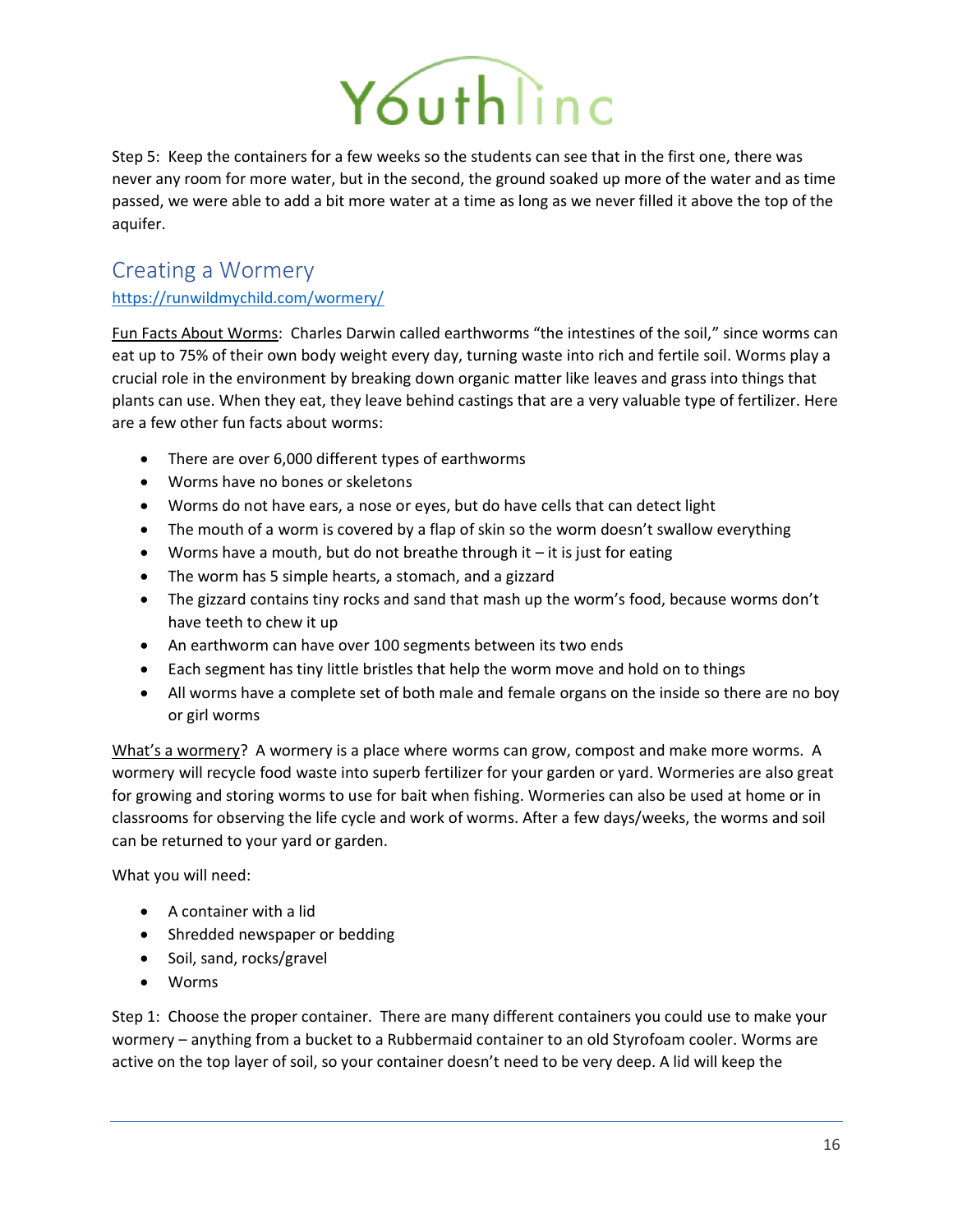Step 5: Keep the containers for a few weeks so the students can see that in the first one, there was never any room for more water, but in the second, the ground soaked up more of the water and as time passed, we were able to add a bit more water at a time as long as we never filled it above the top of the aquifer.

## Creating a Wormery

https://runwildmychild.com/wormery/

Fun Facts About Worms: Charles Darwin called earthworms "the intestines of the soil," since worms can eat up to 75% of their own body weight every day, turning waste into rich and fertile soil. Worms play a crucial role in the environment by breaking down organic matter like leaves and grass into things that plants can use. When they eat, they leave behind castings that are a very valuable type of fertilizer. Here are a few other fun facts about worms:

- There are over 6,000 different types of earthworms
- Worms have no bones or skeletons
- Worms do not have ears, a nose or eyes, but do have cells that can detect light
- The mouth of a worm is covered by a flap of skin so the worm doesn't swallow everything
- Worms have a mouth, but do not breathe through it – it is just for eating
- The worm has 5 simple hearts, a stomach, and a gizzard
- The gizzard contains tiny rocks and sand that mash up the worm's food, because worms don't have teeth to chew it up
- An earthworm can have over 100 segments between its two ends
- Each segment has tiny little bristles that help the worm move and hold on to things
- All worms have a complete set of both male and female organs on the inside so there are no boy or girl worms

What's a wormery? A wormery is a place where worms can grow, compost and make more worms. A wormery will recycle food waste into superb fertilizer for your garden or yard. Wormeries are also great for growing and storing worms to use for bait when fishing. Wormeries can also be used at home or in classrooms for observing the life cycle and work of worms. After a few days/weeks, the worms and soil can be returned to your yard or garden.

What you will need:

- A container with a lid
- Shredded newspaper or bedding
- Soil, sand, rocks/gravel
- Worms

Step 1: Choose the proper container. There are many different containers you could use to make your wormery – anything from a bucket to a Rubbermaid container to an old Styrofoam cooler. Worms are active on the top layer of soil, so your container doesn't need to be very deep. A lid will keep the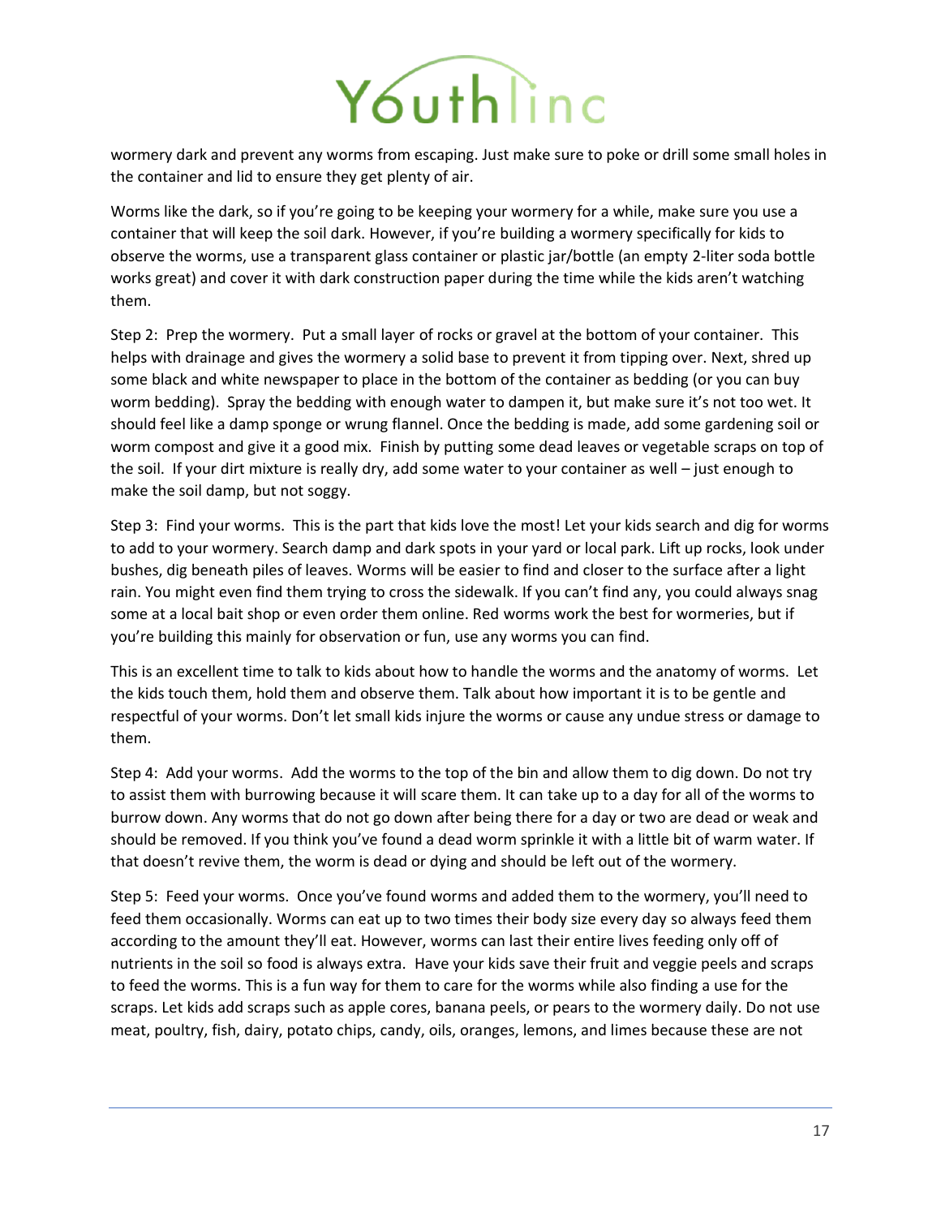wormery dark and prevent any worms from escaping. Just make sure to poke or drill some small holes in the container and lid to ensure they get plenty of air.

Worms like the dark, so if you're going to be keeping your wormery for a while, make sure you use a container that will keep the soil dark. However, if you're building a wormery specifically for kids to observe the worms, use a transparent glass container or plastic jar/bottle (an empty 2-liter soda bottle works great) and cover it with dark construction paper during the time while the kids aren't watching them.

Step 2: Prep the wormery. Put a small layer of rocks or gravel at the bottom of your container. This helps with drainage and gives the wormery a solid base to prevent it from tipping over. Next, shred up some black and white newspaper to place in the bottom of the container as bedding (or you can buy worm bedding). Spray the bedding with enough water to dampen it, but make sure it's not too wet. It should feel like a damp sponge or wrung flannel. Once the bedding is made, add some gardening soil or worm compost and give it a good mix. Finish by putting some dead leaves or vegetable scraps on top of the soil. If your dirt mixture is really dry, add some water to your container as well – just enough to make the soil damp, but not soggy.

Step 3: Find your worms. This is the part that kids love the most! Let your kids search and dig for worms to add to your wormery. Search damp and dark spots in your yard or local park. Lift up rocks, look under bushes, dig beneath piles of leaves. Worms will be easier to find and closer to the surface after a light rain. You might even find them trying to cross the sidewalk. If you can't find any, you could always snag some at a local bait shop or even order them online. Red worms work the best for wormeries, but if you're building this mainly for observation or fun, use any worms you can find.

This is an excellent time to talk to kids about how to handle the worms and the anatomy of worms. Let the kids touch them, hold them and observe them. Talk about how important it is to be gentle and respectful of your worms. Don't let small kids injure the worms or cause any undue stress or damage to them.

Step 4: Add your worms. Add the worms to the top of the bin and allow them to dig down. Do not try to assist them with burrowing because it will scare them. It can take up to a day for all of the worms to burrow down. Any worms that do not go down after being there for a day or two are dead or weak and should be removed. If you think you've found a dead worm sprinkle it with a little bit of warm water. If that doesn't revive them, the worm is dead or dying and should be left out of the wormery.

Step 5: Feed your worms. Once you've found worms and added them to the wormery, you'll need to feed them occasionally. Worms can eat up to two times their body size every day so always feed them according to the amount they'll eat. However, worms can last their entire lives feeding only off of nutrients in the soil so food is always extra. Have your kids save their fruit and veggie peels and scraps to feed the worms. This is a fun way for them to care for the worms while also finding a use for the scraps. Let kids add scraps such as apple cores, banana peels, or pears to the wormery daily. Do not use meat, poultry, fish, dairy, potato chips, candy, oils, oranges, lemons, and limes because these are not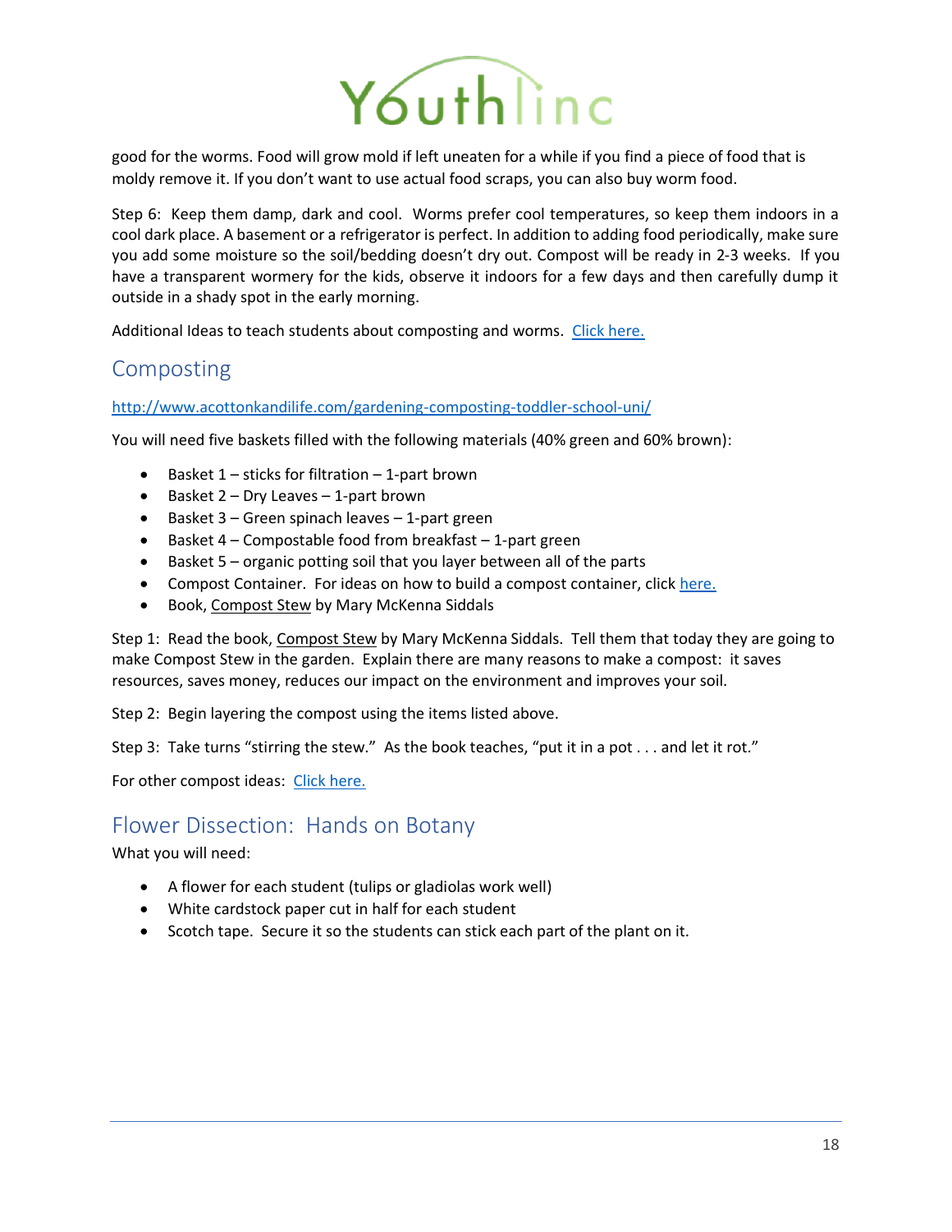good for the worms. Food will grow mold if left uneaten for a while if you find a piece of food that is moldy remove it. If you don't want to use actual food scraps, you can also buy worm food.

Step 6: Keep them damp, dark and cool. Worms prefer cool temperatures, so keep them indoors in a cool dark place. A basement or a refrigerator is perfect. In addition to adding food periodically, make sure you add some moisture so the soil/bedding doesn't dry out. Compost will be ready in 2-3 weeks. If you have a transparent wormery for the kids, observe it indoors for a few days and then carefully dump it outside in a shady spot in the early morning.

Additional Ideas to teach students about composting and worms. [Click here.]()

## Composting

[http://www.acottonkandilife.com/gardening-composting-toddler-school-uni/](http://www.acottonkandilife.com/gardening-composting-toddler-school-uni/)

You will need five baskets filled with the following materials (40% green and 60% brown):

- Basket 1 – sticks for filtration – 1-part brown
- Basket 2 – Dry Leaves – 1-part brown
- Basket 3 – Green spinach leaves – 1-part green
- Basket 4 – Compostable food from breakfast – 1-part green
- Basket 5 – organic potting soil that you layer between all of the parts
- Compost Container. For ideas on how to build a compost container, click [here.]()
- Book, Compost Stew by Mary McKenna Siddals

Step 1: Read the book, Compost Stew by Mary McKenna Siddals. Tell them that today they are going to make Compost Stew in the garden. Explain there are many reasons to make a compost: it saves resources, saves money, reduces our impact on the environment and improves your soil.

Step 2: Begin layering the compost using the items listed above.

Step 3: Take turns "stirring the stew." As the book teaches, "put it in a pot . . . and let it rot."

For other compost ideas: [Click here.]()

## Flower Dissection: Hands on Botany

What you will need:

- A flower for each student (tulips or gladiolas work well)
- White cardstock paper cut in half for each student
- Scotch tape. Secure it so the students can stick each part of the plant on it.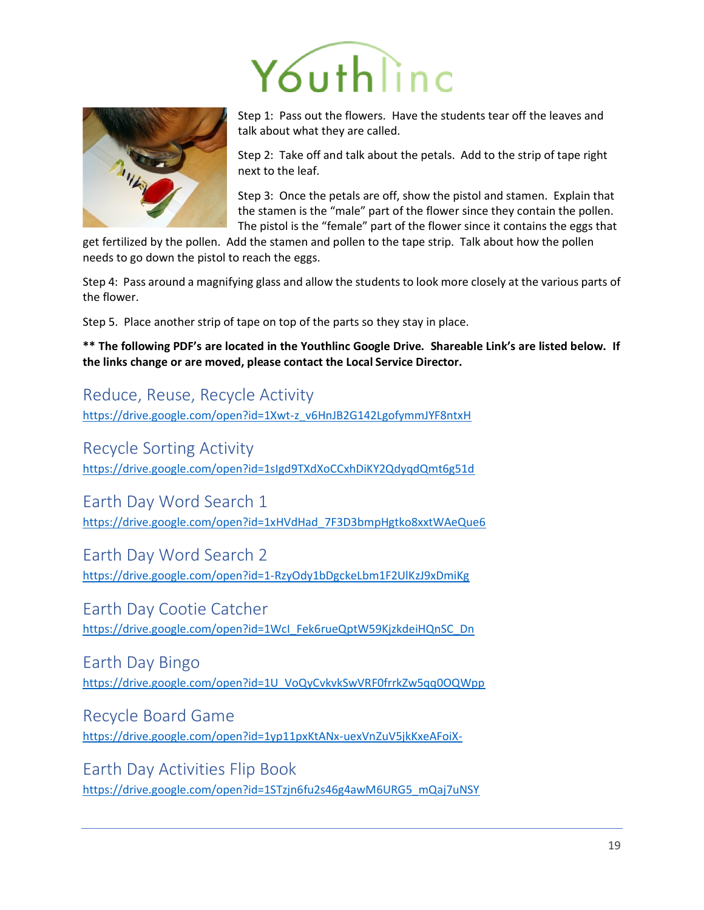Step 1: Pass out the flowers. Have the students tear off the leaves and talk about what they are called.

Step 2: Take off and talk about the petals. Add to the strip of tape right next to the leaf.

Step 3: Once the petals are off, show the pistol and stamen. Explain that the stamen is the "male" part of the flower since they contain the pollen. The pistol is the "female" part of the flower since it contains the eggs that get fertilized by the pollen. Add the stamen and pollen to the tape strip. Talk about how the pollen needs to go down the pistol to reach the eggs.

Step 4: Pass around a magnifying glass and allow the students to look more closely at the various parts of the flower.

Step 5. Place another strip of tape on top of the parts so they stay in place.

**** The following PDF's are located in the Youthlinc Google Drive. Shareable Link's are listed below. If the links change or are moved, please contact the Local Service Director.**

## Reduce, Reuse, Recycle Activity

https://drive.google.com/open?id=1Xwt-z_v6HnJB2G142LgofymmJYF8ntxH

## Recycle Sorting Activity

https://drive.google.com/open?id=1slgd9TXdXoCCxhDiKY2QdyqdQmt6g51d

## Earth Day Word Search 1

https://drive.google.com/open?id=1xHVdHad_7F3D3bmpHgtko8xxtWAeQue6

## Earth Day Word Search 2

https://drive.google.com/open?id=1-RzyOdy1bDgckeLbm1F2UlKzJ9xDmiKg

## Earth Day Cootie Catcher

https://drive.google.com/open?id=1WcI_Fek6rueQptW59KjzkdeiHQnSC_Dn

## Earth Day Bingo

https://drive.google.com/open?id=1U_VoQyCvkvkSwVRF0frrkZw5qq0OQWpp

## Recycle Board Game

https://drive.google.com/open?id=1yp11pxKtANx-uexVnZuV5jkKxeAFoiX-

## Earth Day Activities Flip Book

https://drive.google.com/open?id=1STzjn6fu2s46g4awM6URG5_mQaj7uNSY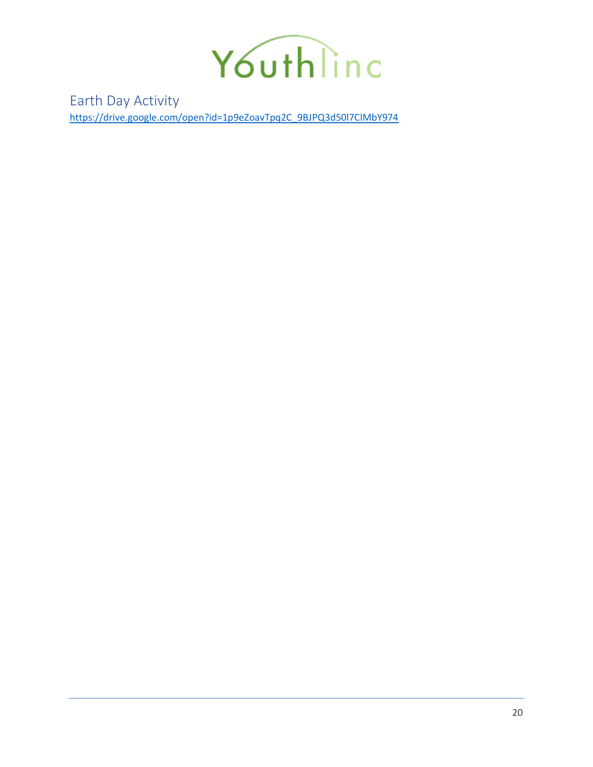Youthlinc

## Earth Day Activity

https://drive.google.com/open?id=1p9eZoavTpq2C_9BJPQ3d50l7ClMbY974